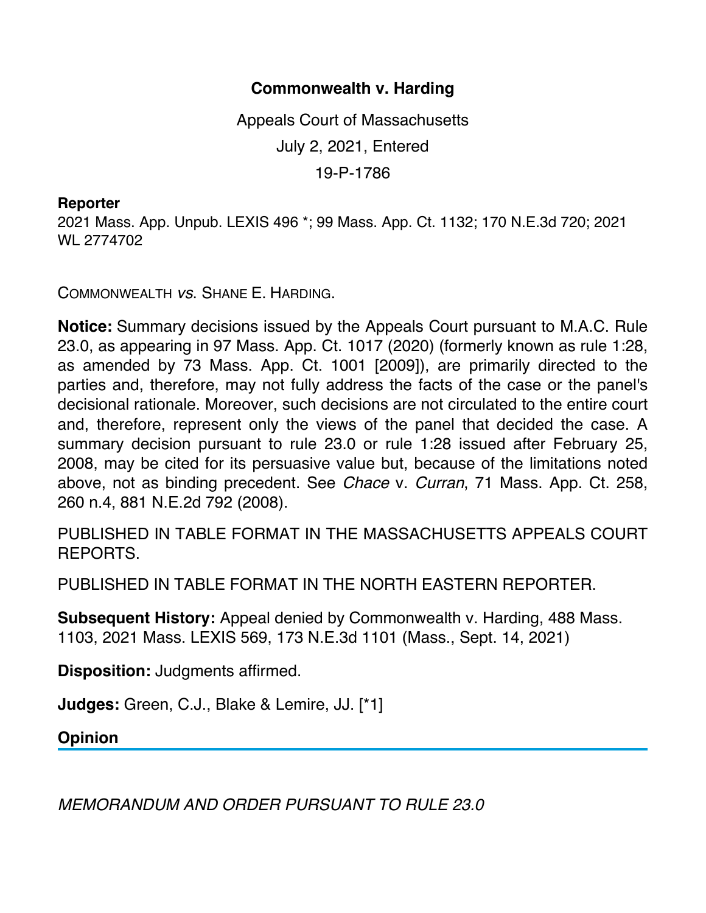# Commonwealth v. Harding

Appeals Court of Massachusetts

July 2, 2021, Entered

19-P-1786

**Reporter**

2021 Mass. App. Unpub. LEXIS 496 *; 99 Mass. App. Ct. 1132; 170 N.E.3d 720; 2021 WL 2774702

COMMONWEALTH *vs.* SHANE E. HARDING.

**Notice:** Summary decisions issued by the Appeals Court pursuant to M.A.C. Rule 23.0, as appearing in 97 Mass. App. Ct. 1017 (2020) (formerly known as rule 1:28, as amended by 73 Mass. App. Ct. 1001 [2009]), are primarily directed to the parties and, therefore, may not fully address the facts of the case or the panel's decisional rationale. Moreover, such decisions are not circulated to the entire court and, therefore, represent only the views of the panel that decided the case. A summary decision pursuant to rule 23.0 or rule 1:28 issued after February 25, 2008, may be cited for its persuasive value but, because of the limitations noted above, not as binding precedent. See *Chace* v. *Curran*, 71 Mass. App. Ct. 258, 260 n.4, 881 N.E.2d 792 (2008).

PUBLISHED IN TABLE FORMAT IN THE MASSACHUSETTS APPEALS COURT REPORTS.

PUBLISHED IN TABLE FORMAT IN THE NORTH EASTERN REPORTER.

**Subsequent History:** Appeal denied by Commonwealth v. Harding, 488 Mass. 1103, 2021 Mass. LEXIS 569, 173 N.E.3d 1101 (Mass., Sept. 14, 2021)

**Disposition:** Judgments affirmed.

**Judges:** Green, C.J., Blake & Lemire, JJ. [*1]

## Opinion

*MEMORANDUM AND ORDER PURSUANT TO RULE 23.0*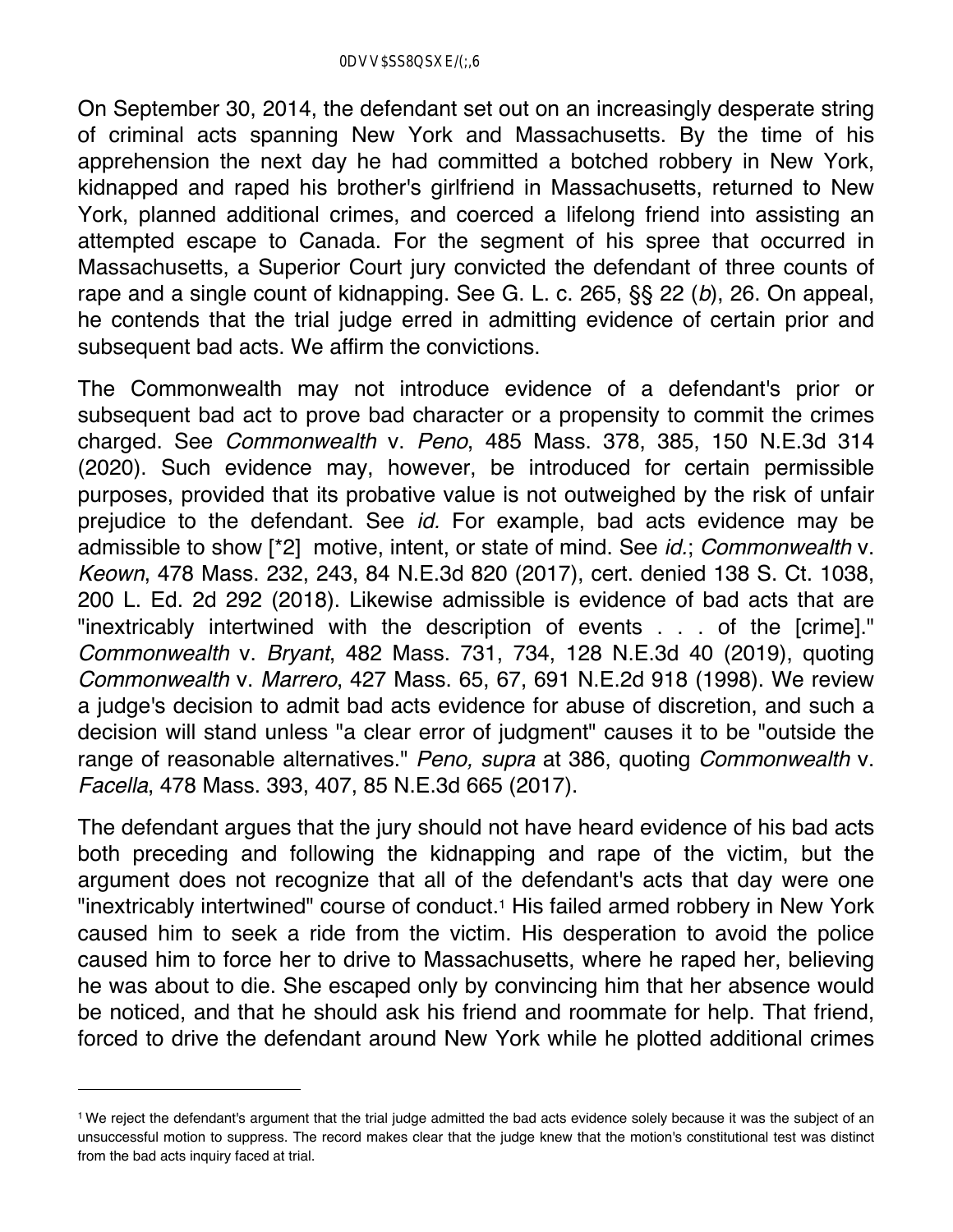On September 30, 2014, the defendant set out on an increasingly desperate string of criminal acts spanning New York and Massachusetts. By the time of his apprehension the next day he had committed a botched robbery in New York, kidnapped and raped his brother's girlfriend in Massachusetts, returned to New York, planned additional crimes, and coerced a lifelong friend into assisting an attempted escape to Canada. For the segment of his spree that occurred in Massachusetts, a Superior Court jury convicted the defendant of three counts of rape and a single count of kidnapping. See G. L. c. 265, §§ 22 (*b*), 26. On appeal, he contends that the trial judge erred in admitting evidence of certain prior and subsequent bad acts. We affirm the convictions.

The Commonwealth may not introduce evidence of a defendant's prior or subsequent bad act to prove bad character or a propensity to commit the crimes charged. See *Commonwealth* v. *Peno*, 485 Mass. 378, 385, 150 N.E.3d 314 (2020). Such evidence may, however, be introduced for certain permissible purposes, provided that its probative value is not outweighed by the risk of unfair prejudice to the defendant. See *id.* For example, bad acts evidence may be admissible to show [*2] motive, intent, or state of mind. See *id.*; *Commonwealth* v. *Keown*, 478 Mass. 232, 243, 84 N.E.3d 820 (2017), cert. denied 138 S. Ct. 1038, 200 L. Ed. 2d 292 (2018). Likewise admissible is evidence of bad acts that are "inextricably intertwined with the description of events . . . of the [crime]." *Commonwealth* v. *Bryant*, 482 Mass. 731, 734, 128 N.E.3d 40 (2019), quoting *Commonwealth* v. *Marrero*, 427 Mass. 65, 67, 691 N.E.2d 918 (1998). We review a judge's decision to admit bad acts evidence for abuse of discretion, and such a decision will stand unless "a clear error of judgment" causes it to be "outside the range of reasonable alternatives." *Peno, supra* at 386, quoting *Commonwealth* v. *Facella*, 478 Mass. 393, 407, 85 N.E.3d 665 (2017).

The defendant argues that the jury should not have heard evidence of his bad acts both preceding and following the kidnapping and rape of the victim, but the argument does not recognize that all of the defendant's acts that day were one "inextricably intertwined" course of conduct.[1] His failed armed robbery in New York caused him to seek a ride from the victim. His desperation to avoid the police caused him to force her to drive to Massachusetts, where he raped her, believing he was about to die. She escaped only by convincing him that her absence would be noticed, and that he should ask his friend and roommate for help. That friend, forced to drive the defendant around New York while he plotted additional crimes

[1] We reject the defendant's argument that the trial judge admitted the bad acts evidence solely because it was the subject of an unsuccessful motion to suppress. The record makes clear that the judge knew that the motion's constitutional test was distinct from the bad acts inquiry faced at trial.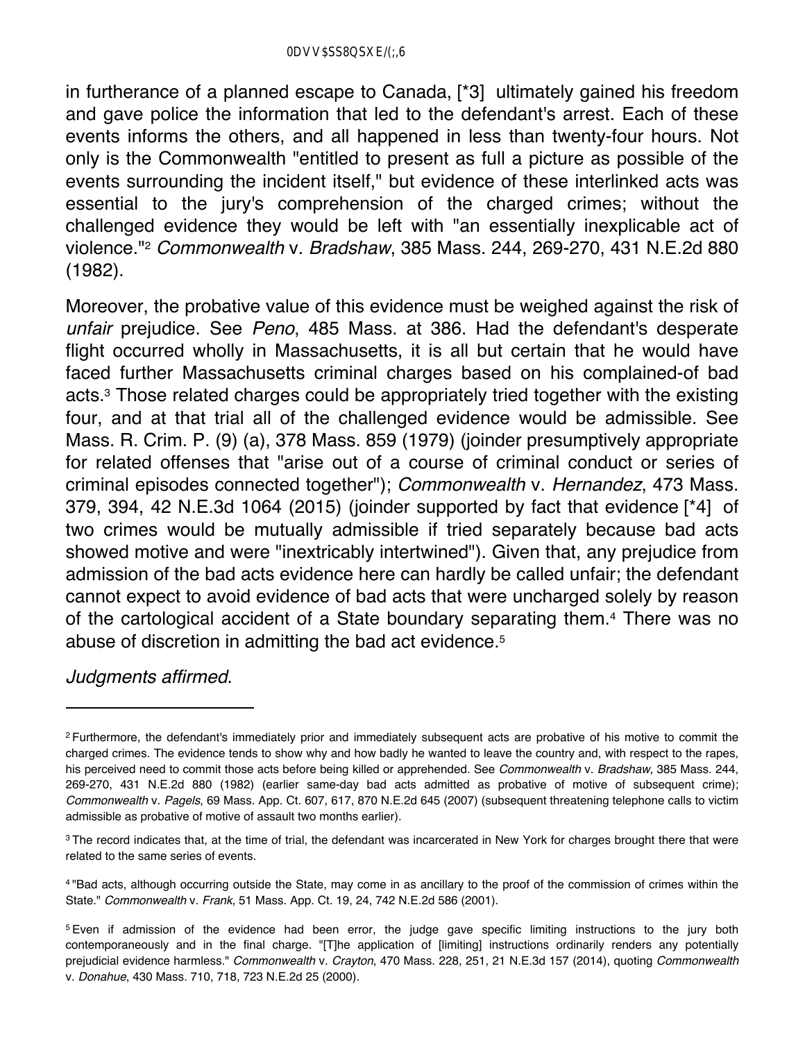in furtherance of a planned escape to Canada, [*3] ultimately gained his freedom and gave police the information that led to the defendant's arrest. Each of these events informs the others, and all happened in less than twenty-four hours. Not only is the Commonwealth "entitled to present as full a picture as possible of the events surrounding the incident itself," but evidence of these interlinked acts was essential to the jury's comprehension of the charged crimes; without the challenged evidence they would be left with "an essentially inexplicable act of violence."[2] *Commonwealth* v. *Bradshaw*, 385 Mass. 244, 269-270, 431 N.E.2d 880 (1982).

Moreover, the probative value of this evidence must be weighed against the risk of *unfair* prejudice. See *Peno*, 485 Mass. at 386. Had the defendant's desperate flight occurred wholly in Massachusetts, it is all but certain that he would have faced further Massachusetts criminal charges based on his complained-of bad acts.[3] Those related charges could be appropriately tried together with the existing four, and at that trial all of the challenged evidence would be admissible. See Mass. R. Crim. P. (9) (a), 378 Mass. 859 (1979) (joinder presumptively appropriate for related offenses that "arise out of a course of criminal conduct or series of criminal episodes connected together"); *Commonwealth* v. *Hernandez*, 473 Mass. 379, 394, 42 N.E.3d 1064 (2015) (joinder supported by fact that evidence [*4] of two crimes would be mutually admissible if tried separately because bad acts showed motive and were "inextricably intertwined"). Given that, any prejudice from admission of the bad acts evidence here can hardly be called unfair; the defendant cannot expect to avoid evidence of bad acts that were uncharged solely by reason of the cartological accident of a State boundary separating them.[4] There was no abuse of discretion in admitting the bad act evidence.[5]

*Judgments affirmed*.

---

[2] Furthermore, the defendant's immediately prior and immediately subsequent acts are probative of his motive to commit the charged crimes. The evidence tends to show why and how badly he wanted to leave the country and, with respect to the rapes, his perceived need to commit those acts before being killed or apprehended. See *Commonwealth* v. *Bradshaw*, 385 Mass. 244, 269-270, 431 N.E.2d 880 (1982) (earlier same-day bad acts admitted as probative of motive of subsequent crime); *Commonwealth* v. *Pagels*, 69 Mass. App. Ct. 607, 617, 870 N.E.2d 645 (2007) (subsequent threatening telephone calls to victim admissible as probative of motive of assault two months earlier).

[3] The record indicates that, at the time of trial, the defendant was incarcerated in New York for charges brought there that were related to the same series of events.

[4] "Bad acts, although occurring outside the State, may come in as ancillary to the proof of the commission of crimes within the State." *Commonwealth* v. *Frank*, 51 Mass. App. Ct. 19, 24, 742 N.E.2d 586 (2001).

[5] Even if admission of the evidence had been error, the judge gave specific limiting instructions to the jury both contemporaneously and in the final charge. "[T]he application of [limiting] instructions ordinarily renders any potentially prejudicial evidence harmless." *Commonwealth* v. *Crayton*, 470 Mass. 228, 251, 21 N.E.3d 157 (2014), quoting *Commonwealth* v. *Donahue*, 430 Mass. 710, 718, 723 N.E.2d 25 (2000).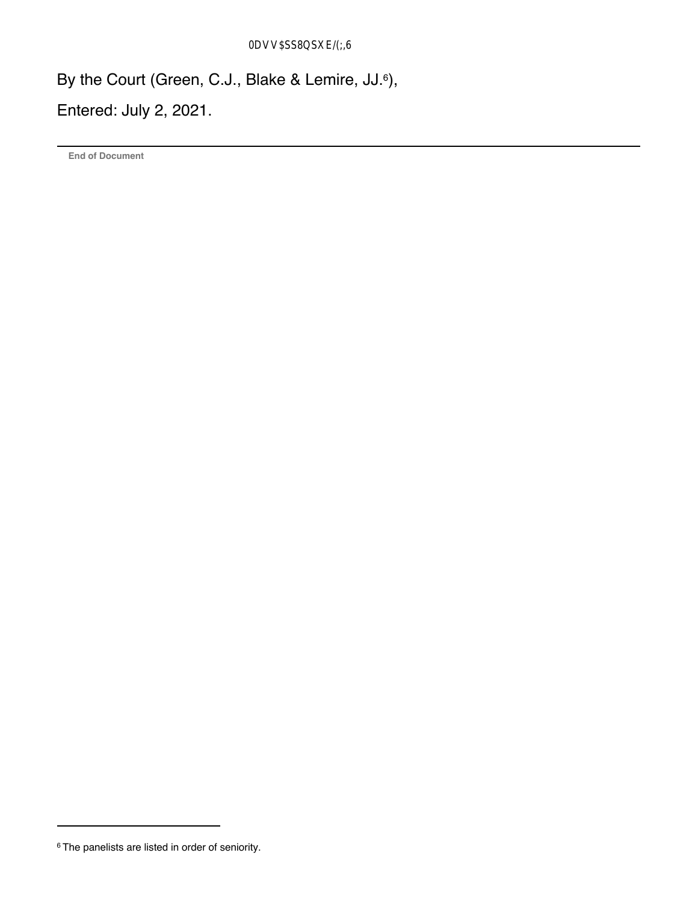By the Court (Green, C.J., Blake & Lemire, JJ.[6]),

Entered: July 2, 2021.

End of Document

---

[6] The panelists are listed in order of seniority.